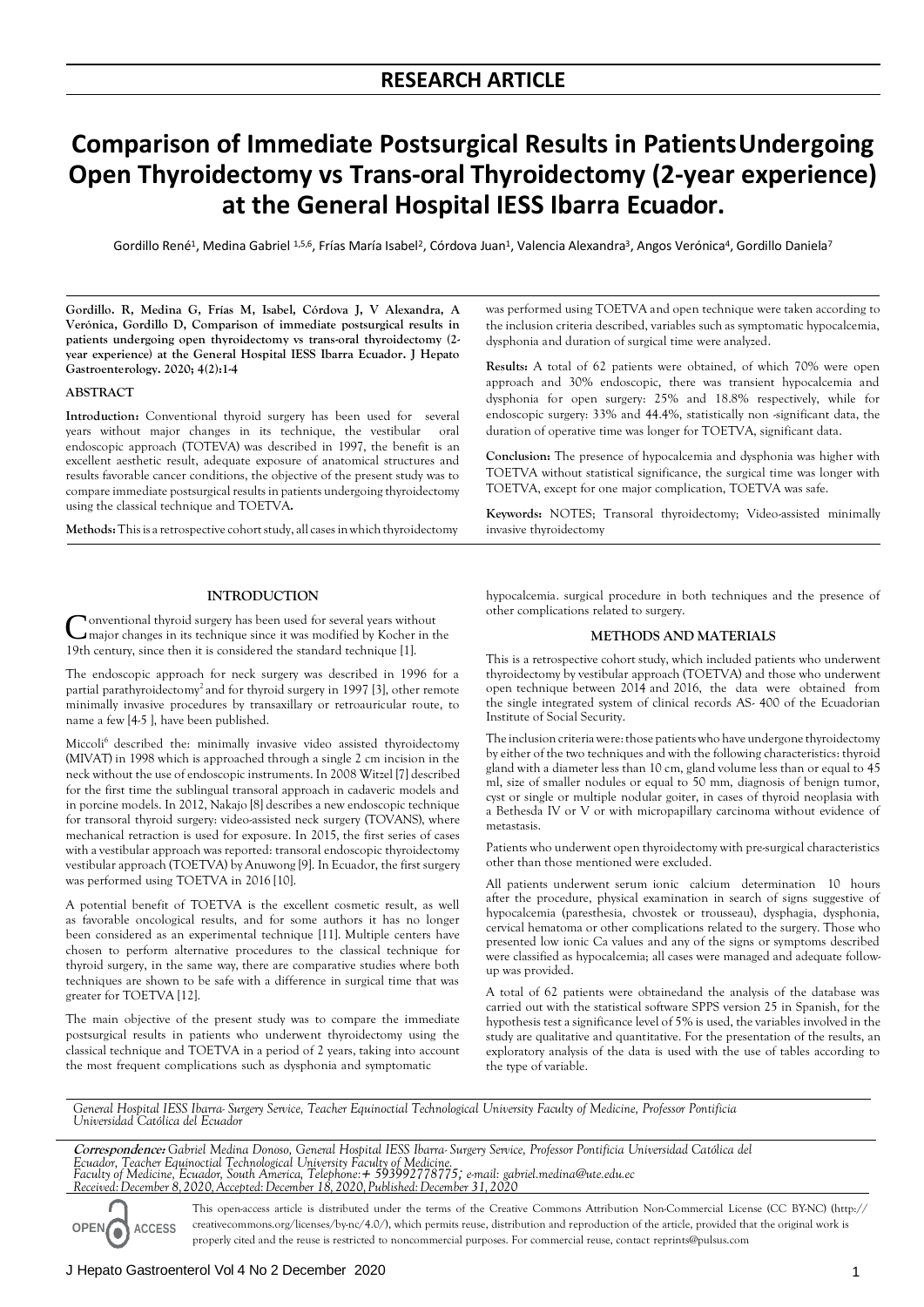## RESEARCH ARTICLE

# Comparison of Immediate Postsurgical Results in Patients Undergoing Open Thyroidectomy vs Trans-oral Thyroidectomy (2-year experience) at the General Hospital IESS Ibarra Ecuador.

Gordillo René[1], Medina Gabriel [1,5,6], Frías María Isabel[2], Córdova Juan[1], Valencia Alexandra[3], Angos Verónica[4], Gordillo Daniela[7]

**Gordillo. R, Medina G, Frías M, Isabel, Córdova J, V Alexandra, A Verónica, Gordillo D, Comparison of immediate postsurgical results in patients undergoing open thyroidectomy vs trans-oral thyroidectomy (2-year experience) at the General Hospital IESS Ibarra Ecuador. J Hepato Gastroenterology. 2020; 4(2):1-4**

### ABSTRACT

**Introduction:** Conventional thyroid surgery has been used for several years without major changes in its technique, the vestibular oral endoscopic approach (TOTEVA) was described in 1997, the benefit is an excellent aesthetic result, adequate exposure of anatomical structures and results favorable cancer conditions, the objective of the present study was to compare immediate postsurgical results in patients undergoing thyroidectomy using the classical technique and TOETVA**.**

**Methods:** This is a retrospective cohort study, all cases in which thyroidectomy was performed using TOETVA and open technique were taken according to the inclusion criteria described, variables such as symptomatic hypocalcemia, dysphonia and duration of surgical time were analyzed.

**Results:** A total of 62 patients were obtained, of which 70% were open approach and 30% endoscopic, there was transient hypocalcemia and dysphonia for open surgery: 25% and 18.8% respectively, while for endoscopic surgery: 33% and 44.4%, statistically non -significant data, the duration of operative time was longer for TOETVA, significant data.

**Conclusion:** The presence of hypocalcemia and dysphonia was higher with TOETVA without statistical significance, the surgical time was longer with TOETVA, except for one major complication, TOETVA was safe.

**Keywords:** NOTES; Transoral thyroidectomy; Video-assisted minimally invasive thyroidectomy

### INTRODUCTION

Conventional thyroid surgery has been used for several years without major changes in its technique since it was modified by Kocher in the 19th century, since then it is considered the standard technique [1].

The endoscopic approach for neck surgery was described in 1996 for a partial parathyroidectomy[2] and for thyroid surgery in 1997 [3], other remote minimally invasive procedures by transaxillary or retroauricular route, to name a few [4-5 ], have been published.

Miccoli[6] described the: minimally invasive video assisted thyroidectomy (MIVAT) in 1998 which is approached through a single 2 cm incision in the neck without the use of endoscopic instruments. In 2008 Witzel [7] described for the first time the sublingual transoral approach in cadaveric models and in porcine models. In 2012, Nakajo [8] describes a new endoscopic technique for transoral thyroid surgery: video-assisted neck surgery (TOVANS), where mechanical retraction is used for exposure. In 2015, the first series of cases with a vestibular approach was reported: transoral endoscopic thyroidectomy vestibular approach (TOETVA) by Anuwong [9]. In Ecuador, the first surgery was performed using TOETVA in 2016 [10].

A potential benefit of TOETVA is the excellent cosmetic result, as well as favorable oncological results, and for some authors it has no longer been considered as an experimental technique [11]. Multiple centers have chosen to perform alternative procedures to the classical technique for thyroid surgery, in the same way, there are comparative studies where both techniques are shown to be safe with a difference in surgical time that was greater for TOETVA [12].

The main objective of the present study was to compare the immediate postsurgical results in patients who underwent thyroidectomy using the classical technique and TOETVA in a period of 2 years, taking into account the most frequent complications such as dysphonia and symptomatic hypocalcemia. surgical procedure in both techniques and the presence of other complications related to surgery.

### METHODS AND MATERIALS

This is a retrospective cohort study, which included patients who underwent thyroidectomy by vestibular approach (TOETVA) and those who underwent open technique between 2014 and 2016, the data were obtained from the single integrated system of clinical records AS- 400 of the Ecuadorian Institute of Social Security.

The inclusion criteria were: those patients who have undergone thyroidectomy by either of the two techniques and with the following characteristics: thyroid gland with a diameter less than 10 cm, gland volume less than or equal to 45 ml, size of smaller nodules or equal to 50 mm, diagnosis of benign tumor, cyst or single or multiple nodular goiter, in cases of thyroid neoplasia with a Bethesda IV or V or with micropapillary carcinoma without evidence of metastasis.

Patients who underwent open thyroidectomy with pre-surgical characteristics other than those mentioned were excluded.

All patients underwent serum ionic calcium determination 10 hours after the procedure, physical examination in search of signs suggestive of hypocalcemia (paresthesia, chvostek or trousseau), dysphagia, dysphonia, cervical hematoma or other complications related to the surgery. Those who presented low ionic Ca values and any of the signs or symptoms described were classified as hypocalcemia; all cases were managed and adequate follow-up was provided.

A total of 62 patients were obtainedand the analysis of the database was carried out with the statistical software SPPS version 25 in Spanish, for the hypothesis test a significance level of 5% is used, the variables involved in the study are qualitative and quantitative. For the presentation of the results, an exploratory analysis of the data is used with the use of tables according to the type of variable.

*General Hospital IESS Ibarra- Surgery Service, Teacher Equinoctial Technological University Faculty of Medicine, Professor Pontificia Universidad Católica del Ecuador*

***Correspondence:*** *Gabriel Medina Donoso, General Hospital IESS Ibarra- Surgery Service, Professor Pontificia Universidad Católica del Ecuador, Teacher Equinoctial Technological University Faculty of Medicine. Faculty of Medicine, Ecuador, South America, Telephone:+ 593992778775; e-mail: gabriel.medina@ute.edu.ec*
*Received: December 8, 2020, Accepted: December 18, 2020, Published: December 31, 2020*

OPEN ACCESS

This open-access article is distributed under the terms of the Creative Commons Attribution Non-Commercial License (CC BY-NC) (http:// creativecommons.org/licenses/by-nc/4.0/), which permits reuse, distribution and reproduction of the article, provided that the original work is properly cited and the reuse is restricted to noncommercial purposes. For commercial reuse, contact reprints@pulsus.com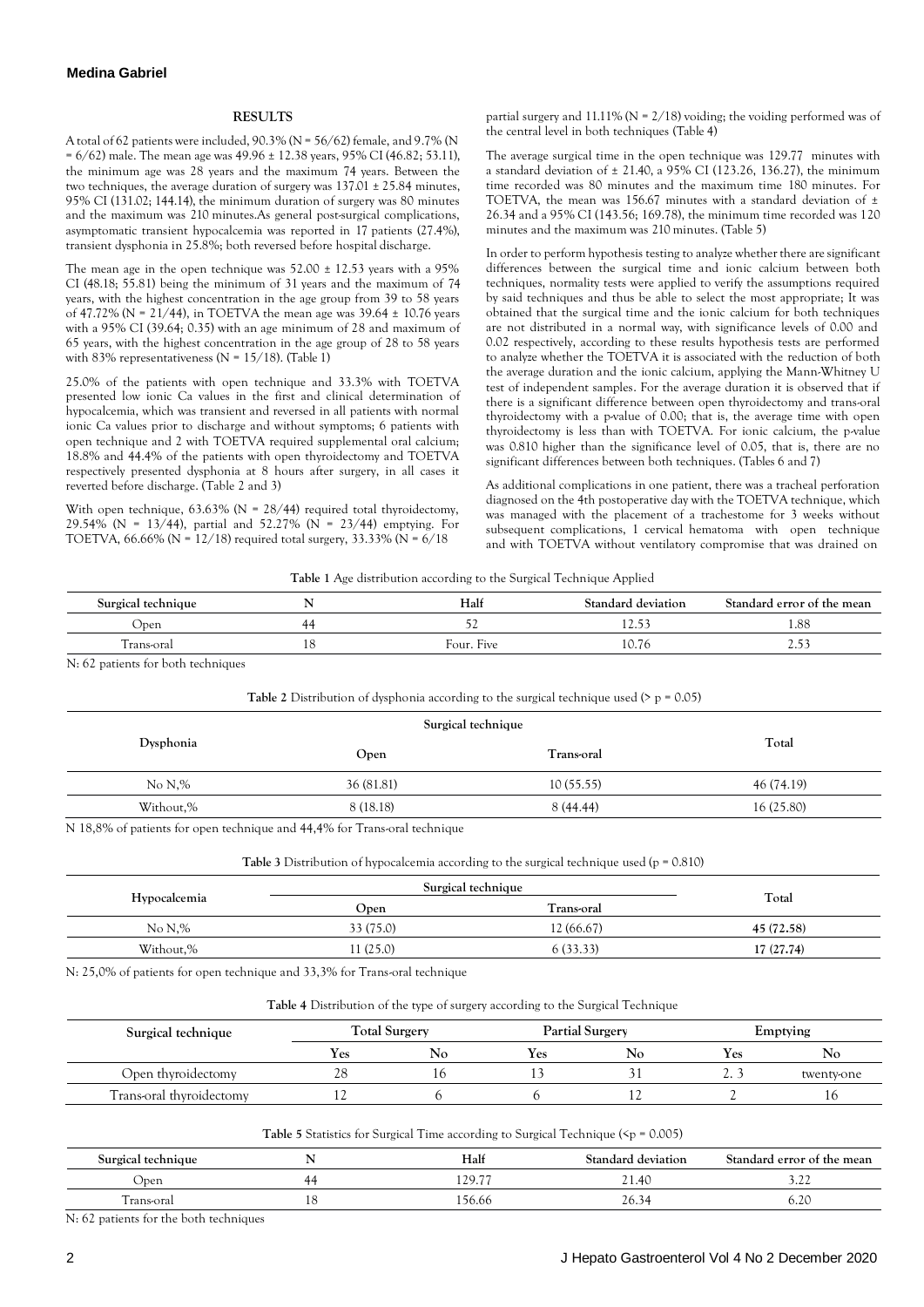## RESULTS

A total of 62 patients were included, 90.3% (N = 56/62) female, and 9.7% (N = 6/62) male. The mean age was 49.96 ± 12.38 years, 95% CI (46.82; 53.11), the minimum age was 28 years and the maximum 74 years. Between the two techniques, the average duration of surgery was 137.01 ± 25.84 minutes, 95% CI (131.02; 144.14), the minimum duration of surgery was 80 minutes and the maximum was 210 minutes.As general post-surgical complications, asymptomatic transient hypocalcemia was reported in 17 patients (27.4%), transient dysphonia in 25.8%; both reversed before hospital discharge.

The mean age in the open technique was 52.00 ± 12.53 years with a 95% CI (48.18; 55.81) being the minimum of 31 years and the maximum of 74 years, with the highest concentration in the age group from 39 to 58 years of 47.72% (N = 21/44), in TOETVA the mean age was 39.64 ± 10.76 years with a 95% CI (39.64; 0.35) with an age minimum of 28 and maximum of 65 years, with the highest concentration in the age group of 28 to 58 years with 83% representativeness (N = 15/18). (Table 1)

25.0% of the patients with open technique and 33.3% with TOETVA presented low ionic Ca values in the first and clinical determination of hypocalcemia, which was transient and reversed in all patients with normal ionic Ca values prior to discharge and without symptoms; 6 patients with open technique and 2 with TOETVA required supplemental oral calcium; 18.8% and 44.4% of the patients with open thyroidectomy and TOETVA respectively presented dysphonia at 8 hours after surgery, in all cases it reverted before discharge. (Table 2 and 3)

With open technique, 63.63% (N = 28/44) required total thyroidectomy, 29.54% (N = 13/44), partial and 52.27% (N = 23/44) emptying. For TOETVA, 66.66% (N = 12/18) required total surgery, 33.33% (N = 6/18 partial surgery and 11.11% (N = 2/18) voiding; the voiding performed was of the central level in both techniques (Table 4)

The average surgical time in the open technique was 129.77 minutes with a standard deviation of ± 21.40, a 95% CI (123.26, 136.27), the minimum time recorded was 80 minutes and the maximum time 180 minutes. For TOETVA, the mean was 156.67 minutes with a standard deviation of ± 26.34 and a 95% CI (143.56; 169.78), the minimum time recorded was 120 minutes and the maximum was 210 minutes. (Table 5)

In order to perform hypothesis testing to analyze whether there are significant differences between the surgical time and ionic calcium between both techniques, normality tests were applied to verify the assumptions required by said techniques and thus be able to select the most appropriate; It was obtained that the surgical time and the ionic calcium for both techniques are not distributed in a normal way, with significance levels of 0.00 and 0.02 respectively, according to these results hypothesis tests are performed to analyze whether the TOETVA it is associated with the reduction of both the average duration and the ionic calcium, applying the Mann-Whitney U test of independent samples. For the average duration it is observed that if there is a significant difference between open thyroidectomy and trans-oral thyroidectomy with a p-value of 0.00; that is, the average time with open thyroidectomy is less than with TOETVA. For ionic calcium, the p-value was 0.810 higher than the significance level of 0.05, that is, there are no significant differences between both techniques. (Tables 6 and 7)

As additional complications in one patient, there was a tracheal perforation diagnosed on the 4th postoperative day with the TOETVA technique, which was managed with the placement of a tracheostome for 3 weeks without subsequent complications, 1 cervical hematoma with open technique and with TOETVA without ventilatory compromise that was drained on

**Table 1** Age distribution according to the Surgical Technique Applied

| Surgical technique | N | Half | Standard deviation | Standard error of the mean |
|---|---|---|---|---|
| Open | 44 | 52 | 12.53 | 1.88 |
| Trans-oral | 18 | Four. Five | 10.76 | 2.53 |

N: 62 patients for both techniques

**Table 2** Distribution of dysphonia according to the surgical technique used (> p = 0.05)

| Dysphonia | Surgical technique | | Total |
|---|---|---|---|
| | Open | Trans-oral | |
| No N,% | 36 (81.81) | 10 (55.55) | 46 (74.19) |
| Without,% | 8 (18.18) | 8 (44.44) | 16 (25.80) |

N 18,8% of patients for open technique and 44,4% for Trans-oral technique

**Table 3** Distribution of hypocalcemia according to the surgical technique used (p = 0.810)

| Hypocalcemia | Surgical technique | | Total |
|---|---|---|---|
| | Open | Trans-oral | |
| No N,% | 33 (75.0) | 12 (66.67) | **45 (72.58)** |
| Without,% | 11 (25.0) | 6 (33.33) | **17 (27.74)** |

N: 25,0% of patients for open technique and 33,3% for Trans-oral technique

**Table 4** Distribution of the type of surgery according to the Surgical Technique

| Surgical technique | Total Surgery | | Partial Surgery | | Emptying | |
|---|---|---|---|---|---|---|
| | Yes | No | Yes | No | Yes | No |
| Open thyroidectomy | 28 | 16 | 13 | 31 | 2. 3 | twenty-one |
| Trans-oral thyroidectomy | 12 | 6 | 6 | 12 | 2 | 16 |

**Table 5** Statistics for Surgical Time according to Surgical Technique (<p = 0.005)

| Surgical technique | N | Half | Standard deviation | Standard error of the mean |
|---|---|---|---|---|
| Open | 44 | 129.77 | 21.40 | 3.22 |
| Trans-oral | 18 | 156.66 | 26.34 | 6.20 |

N: 62 patients for the both techniques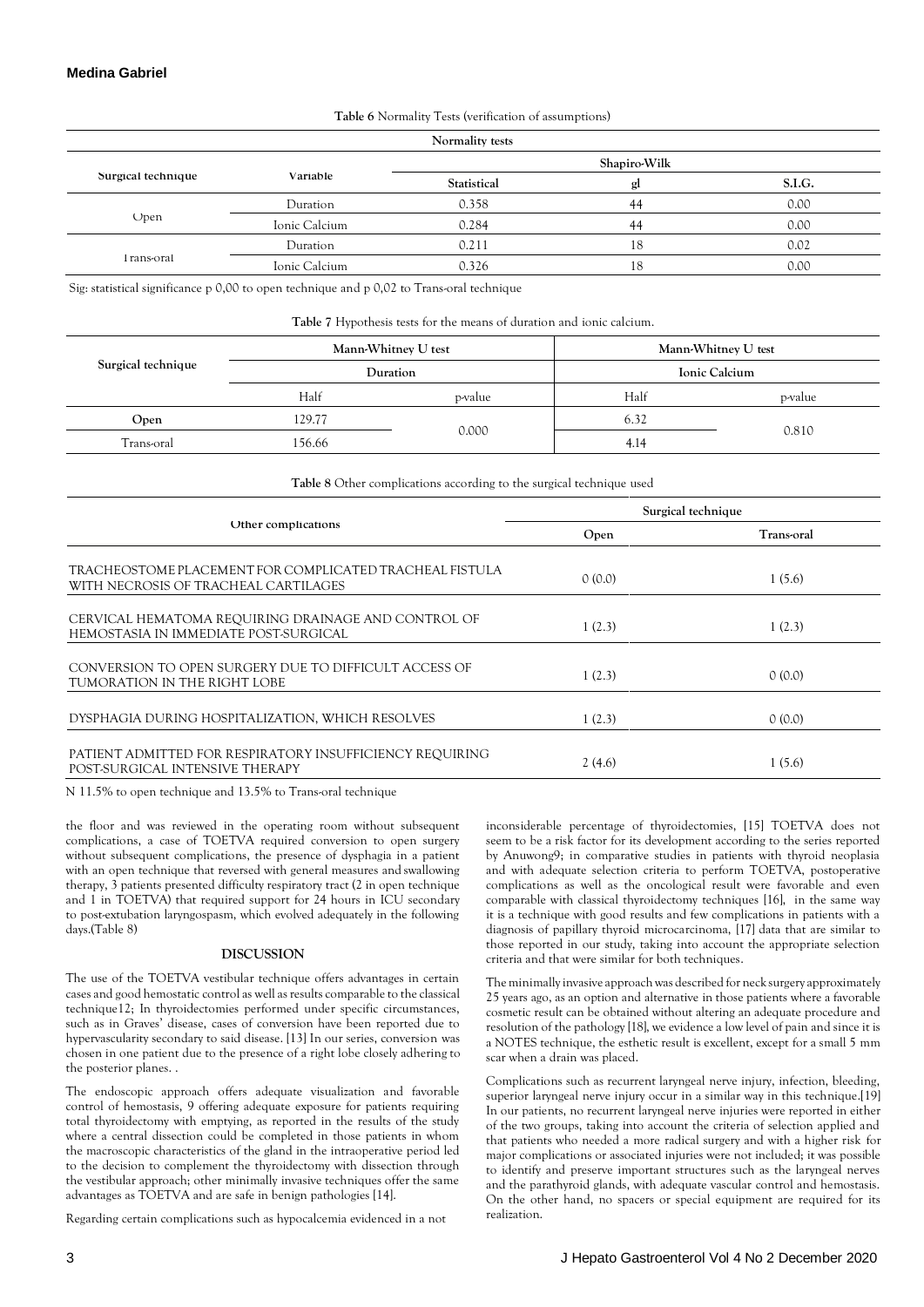**Table 6** Normality Tests (verification of assumptions)

| Normality tests | | | | |
|---|---|---|---|---|
| Surgical technique | Variable | Shapiro-Wilk | | |
| | | Statistical | gl | S.I.G. |
| Open | Duration | 0.358 | 44 | 0.00 |
| | Ionic Calcium | 0.284 | 44 | 0.00 |
| Trans-oral | Duration | 0.211 | 18 | 0.02 |
| | Ionic Calcium | 0.326 | 18 | 0.00 |

Sig: statistical significance p 0,00 to open technique and p 0,02 to Trans-oral technique

**Table 7** Hypothesis tests for the means of duration and ionic calcium.

| Surgical technique | Mann-Whitney U test | | Mann-Whitney U test | |
|---|---|---|---|---|
| | Duration | | Ionic Calcium | |
| | Half | p-value | Half | p-value |
| **Open** | 129.77 | 0.000 | 6.32 | 0.810 |
| Trans-oral | 156.66 | | 4.14 | |

**Table 8** Other complications according to the surgical technique used

| Other complications | Surgical technique | |
|---|---|---|
| | Open | Trans-oral |
| TRACHEOSTOME PLACEMENT FOR COMPLICATED TRACHEAL FISTULA WITH NECROSIS OF TRACHEAL CARTILAGES | 0 (0.0) | 1 (5.6) |
| CERVICAL HEMATOMA REQUIRING DRAINAGE AND CONTROL OF HEMOSTASIA IN IMMEDIATE POST-SURGICAL | 1 (2.3) | 1 (2.3) |
| CONVERSION TO OPEN SURGERY DUE TO DIFFICULT ACCESS OF TUMORATION IN THE RIGHT LOBE | 1 (2.3) | 0 (0.0) |
| DYSPHAGIA DURING HOSPITALIZATION, WHICH RESOLVES | 1 (2.3) | 0 (0.0) |
| PATIENT ADMITTED FOR RESPIRATORY INSUFFICIENCY REQUIRING POST-SURGICAL INTENSIVE THERAPY | 2 (4.6) | 1 (5.6) |

N 11.5% to open technique and 13.5% to Trans-oral technique

the floor and was reviewed in the operating room without subsequent complications, a case of TOETVA required conversion to open surgery without subsequent complications, the presence of dysphagia in a patient with an open technique that reversed with general measures and swallowing therapy, 3 patients presented difficulty respiratory tract (2 in open technique and 1 in TOETVA) that required support for 24 hours in ICU secondary to post-extubation laryngospasm, which evolved adequately in the following days.(Table 8)

## DISCUSSION

The use of the TOETVA vestibular technique offers advantages in certain cases and good hemostatic control as well as results comparable to the classical technique12; In thyroidectomies performed under specific circumstances, such as in Graves' disease, cases of conversion have been reported due to hypervascularity secondary to said disease. [13] In our series, conversion was chosen in one patient due to the presence of a right lobe closely adhering to the posterior planes. .

The endoscopic approach offers adequate visualization and favorable control of hemostasis, 9 offering adequate exposure for patients requiring total thyroidectomy with emptying, as reported in the results of the study where a central dissection could be completed in those patients in whom the macroscopic characteristics of the gland in the intraoperative period led to the decision to complement the thyroidectomy with dissection through the vestibular approach; other minimally invasive techniques offer the same advantages as TOETVA and are safe in benign pathologies [14].

Regarding certain complications such as hypocalcemia evidenced in a not inconsiderable percentage of thyroidectomies, [15] TOETVA does not seem to be a risk factor for its development according to the series reported by Anuwong9; in comparative studies in patients with thyroid neoplasia and with adequate selection criteria to perform TOETVA, postoperative complications as well as the oncological result were favorable and even comparable with classical thyroidectomy techniques [16], in the same way it is a technique with good results and few complications in patients with a diagnosis of papillary thyroid microcarcinoma, [17] data that are similar to those reported in our study, taking into account the appropriate selection criteria and that were similar for both techniques.

The minimally invasive approach was described for neck surgery approximately 25 years ago, as an option and alternative in those patients where a favorable cosmetic result can be obtained without altering an adequate procedure and resolution of the pathology [18], we evidence a low level of pain and since it is a NOTES technique, the esthetic result is excellent, except for a small 5 mm scar when a drain was placed.

Complications such as recurrent laryngeal nerve injury, infection, bleeding, superior laryngeal nerve injury occur in a similar way in this technique.[19] In our patients, no recurrent laryngeal nerve injuries were reported in either of the two groups, taking into account the criteria of selection applied and that patients who needed a more radical surgery and with a higher risk for major complications or associated injuries were not included; it was possible to identify and preserve important structures such as the laryngeal nerves and the parathyroid glands, with adequate vascular control and hemostasis. On the other hand, no spacers or special equipment are required for its realization.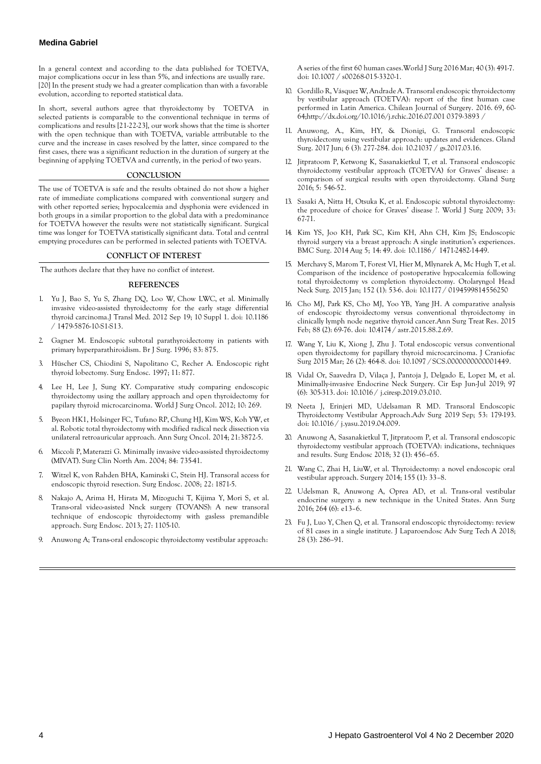In a general context and according to the data published for TOETVA, major complications occur in less than 5%, and infections are usually rare. [20] In the present study we had a greater complication than with a favorable evolution, according to reported statistical data.

In short, several authors agree that thyroidectomy by TOETVA in selected patients is comparable to the conventional technique in terms of complications and results [21-22-23], our work shows that the time is shorter with the open technique than with TOETVA, variable attributable to the curve and the increase in cases resolved by the latter, since compared to the first cases, there was a significant reduction in the duration of surgery at the beginning of applying TOETVA and currently, in the period of two years.

## CONCLUSION

The use of TOETVA is safe and the results obtained do not show a higher rate of immediate complications compared with conventional surgery and with other reported series; hypocalcemia and dysphonia were evidenced in both groups in a similar proportion to the global data with a predominance for TOETVA however the results were not statistically significant. Surgical time was longer for TOETVA statistically significant data. Total and central emptying procedures can be performed in selected patients with TOETVA.

## CONFLICT OF INTEREST

The authors declare that they have no conflict of interest.

## REFERENCES

1. Yu J, Bao S, Yu S, Zhang DQ, Loo W, Chow LWC, et al. Minimally invasive video-assisted thyroidectomy for the early stage differential thyroid carcinoma.J Transl Med. 2012 Sep 19; 10 Suppl 1. doi: 10.1186 / 1479-5876-10-S1-S13.
2. Gagner M. Endoscopic subtotal parathyroidectomy in patients with primary hyperparathiroidism. Br J Surg. 1996; 83: 875.
3. Hüscher CS, Chiodini S, Napolitano C, Recher A. Endoscopic right thyroid lobectomy. Surg Endosc. 1997; 11: 877.
4. Lee H, Lee J, Sung KY. Comparative study comparing endoscopic thyroidectomy using the axillary approach and open thyroidectomy for papilary thyroid microcarcinoma. World J Surg Oncol. 2012; 10: 269.
5. Byeon HK1, Holsinger FC, Tufano RP, Chung HJ, Kim WS, Koh YW, et al. Robotic total thyroidectomy with modified radical neck dissection via unilateral retroauricular approach. Ann Surg Oncol. 2014; 21:3872-5.
6. Miccoli P, Materazzi G. Minimally invasive video-assisted thyroidectomy (MIVAT). Surg Clin North Am. 2004; 84: 735-41.
7. Witzel K, von Rahden BHA, Kaminski C, Stein HJ. Transoral access for endoscopic thyroid resection. Surg Endosc. 2008; 22: 1871-5.
8. Nakajo A, Arima H, Hirata M, Mizoguchi T, Kijima Y, Mori S, et al. Trans-oral video-asisted Nnck surgery (TOVANS): A new transoral technique of endoscopic thyroidectomy with gasless premandible approach. Surg Endosc. 2013; 27: 1105-10.
9. Anuwong A; Trans-oral endoscopic thyroidectomy vestibular approach: A series of the first 60 human cases.World J Surg 2016 Mar; 40 (3): 491-7. doi: 10.1007 / s00268-015-3320-1.
10. Gordillo R, Vásquez W, Andrade A. Transoral endoscopic thyroidectomy by vestibular approach (TOETVA): report of the first human case performed in Latin America. Chilean Journal of Surgery. 2016. 69, 60-64;http://dx.doi.org/10.1016/j.rchic.2016.07.001 0379-3893 /
11. Anuwong, A., Kim, HY, & Dionigi, G. Transoral endoscopic thyroidectomy using vestibular approach: updates and evidences. Gland Surg. 2017 Jun; 6 (3): 277-284. doi: 10.21037 / gs.2017.03.16.
12. Jitpratoom P, Ketwong K, Sasanakietkul T, et al. Transoral endoscopic thyroidectomy vestibular approach (TOETVA) for Graves' disease: a comparison of surgical results with open thyroidectomy. Gland Surg 2016; 5: 546-52.
13. Sasaki A, Nitta H, Otsuka K, et al. Endoscopic subtotal thyroidectomy: the procedure of choice for Graves' disease ?. World J Surg 2009; 33: 67-71.
14. Kim YS, Joo KH, Park SC, Kim KH, Ahn CH, Kim JS; Endoscopic thyroid surgery via a breast approach: A single institution's experiences. BMC Surg. 2014 Aug 5; 14: 49. doi: 10.1186 / 1471-2482-14-49.
15. Merchavy S, Marom T, Forest VI, Hier M, Mlynarek A, Mc Hugh T, et al. Comparison of the incidence of postoperative hypocalcemia following total thyroidectomy vs completion thyroidectomy. Otolaryngol Head Neck Surg. 2015 Jan; 152 (1): 53-6. doi: 10.1177 / 0194599814556250
16. Cho MJ, Park KS, Cho MJ, Yoo YB, Yang JH. A comparative analysis of endoscopic thyroidectomy versus conventional thyroidectomy in clinically lymph node negative thyroid cancer.Ann Surg Treat Res. 2015 Feb; 88 (2): 69-76. doi: 10.4174 / astr.2015.88.2.69.
17. Wang Y, Liu K, Xiong J, Zhu J. Total endoscopic versus conventional open thyroidectomy for papillary thyroid microcarcinoma. J Craniofac Surg 2015 Mar; 26 (2): 464-8. doi: 10.1097 / SCS.0000000000001449.
18. Vidal Or, Saavedra D, Vilaça J, Pantoja J, Delgado E, Lopez M, et al. Minimally-invasive Endocrine Neck Surgery. Cir Esp Jun-Jul 2019; 97 (6): 305-313. doi: 10.1016 / j.ciresp.2019.03.010.
19. Neeta J, Erinjeri MD, Udelsaman R MD. Transoral Endoscopic Thyroidectomy Vestibular Approach.Adv Surg 2019 Sep; 53: 179-193. doi: 10.1016 / j.yasu.2019.04.009.
20. Anuwong A, Sasanakietkul T, Jitpratoom P, et al. Transoral endoscopic thyroidectomy vestibular approach (TOETVA): indications, techniques and results. Surg Endosc 2018; 32 (1): 456–65.
21. Wang C, Zhai H, LiuW, et al. Thyroidectomy: a novel endoscopic oral vestibular approach. Surgery 2014; 155 (1): 33–8.
22. Udelsman R, Anuwong A, Oprea AD, et al. Trans-oral vestibular endocrine surgery: a new technique in the United States. Ann Surg 2016; 264 (6): e13–6.
23. Fu J, Luo Y, Chen Q, et al. Transoral endoscopic thyroidectomy: review of 81 cases in a single institute. J Laparoendosc Adv Surg Tech A 2018; 28 (3): 286–91.